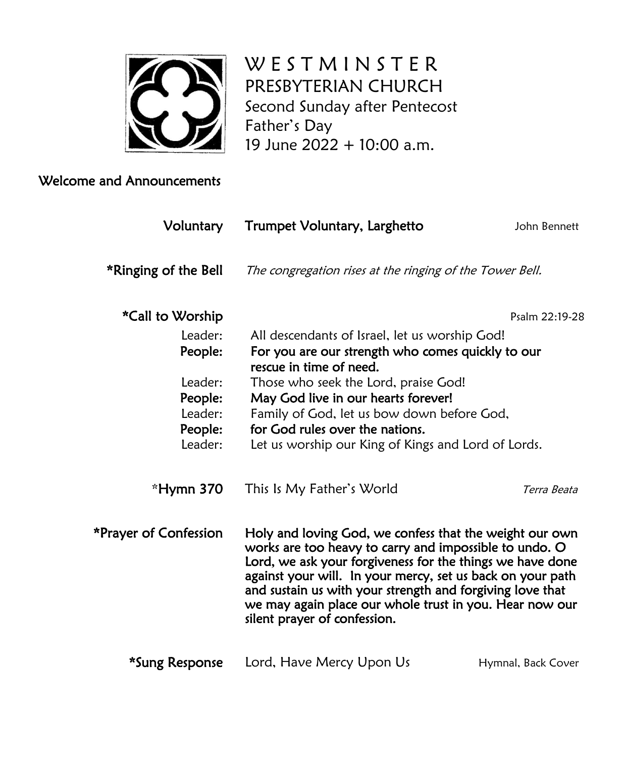# WESTMINSTER PRESBYTERIAN CHURCH

Second Sunday after Pentecost
Father's Day
19 June 2022 + 10:00 a.m.

**Welcome and Announcements**

**Voluntary** — **Trumpet Voluntary, Larghetto** — John Bennett

**\*Ringing of the Bell** — *The congregation rises at the ringing of the Tower Bell.*

**\*Call to Worship** — Psalm 22:19-28

Leader: All descendants of Israel, let us worship God!
**People: For you are our strength who comes quickly to our rescue in time of need.**
Leader: Those who seek the Lord, praise God!
**People: May God live in our hearts forever!**
Leader: Family of God, let us bow down before God,
**People: for God rules over the nations.**
Leader: Let us worship our King of Kings and Lord of Lords.

**\*Hymn 370** — This Is My Father's World — *Terra Beata*

**\*Prayer of Confession**

**Holy and loving God, we confess that the weight our own works are too heavy to carry and impossible to undo. O Lord, we ask your forgiveness for the things we have done against your will. In your mercy, set us back on your path and sustain us with your strength and forgiving love that we may again place our whole trust in you. Hear now our silent prayer of confession.**

**\*Sung Response** — Lord, Have Mercy Upon Us — Hymnal, Back Cover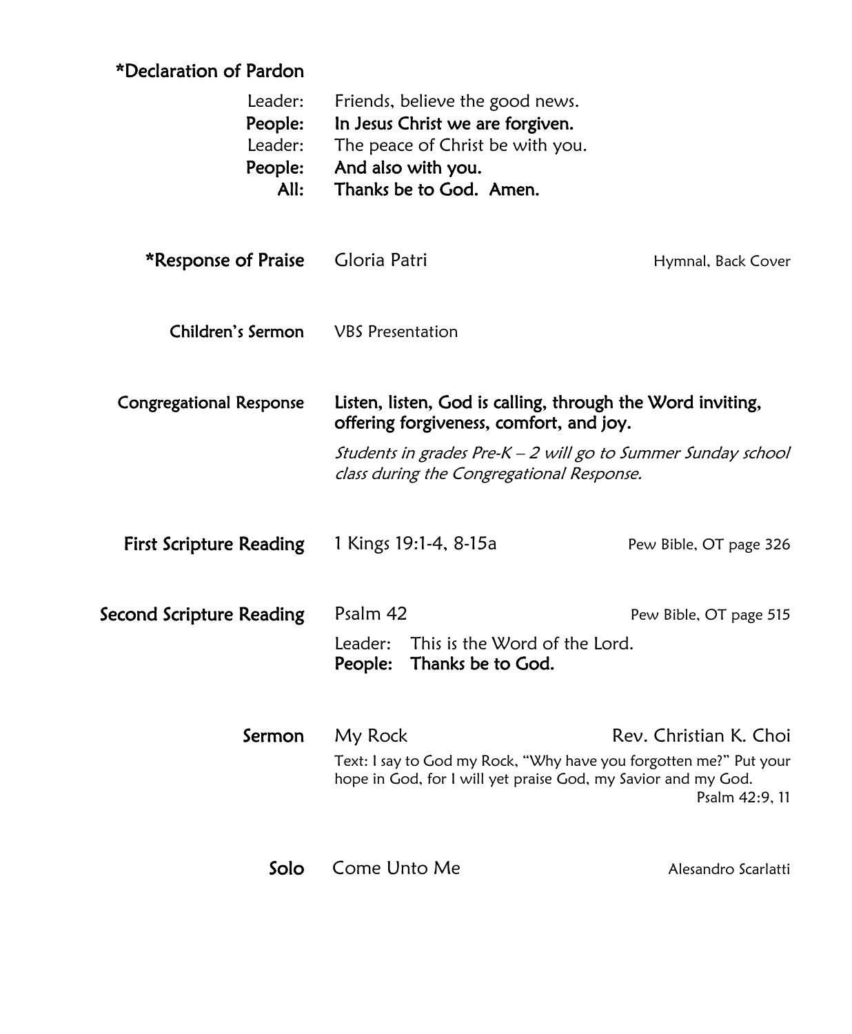**\*Declaration of Pardon**

Leader: Friends, believe the good news.
**People: In Jesus Christ we are forgiven.**
Leader: The peace of Christ be with you.
**People: And also with you.**
**All: Thanks be to God. Amen.**

**\*Response of Praise** Gloria Patri — Hymnal, Back Cover

**Children's Sermon** VBS Presentation

**Congregational Response** **Listen, listen, God is calling, through the Word inviting, offering forgiveness, comfort, and joy.**

*Students in grades Pre-K – 2 will go to Summer Sunday school class during the Congregational Response.*

**First Scripture Reading** 1 Kings 19:1-4, 8-15a — Pew Bible, OT page 326

**Second Scripture Reading** Psalm 42 — Pew Bible, OT page 515

Leader: This is the Word of the Lord.
**People: Thanks be to God.**

**Sermon** My Rock — Rev. Christian K. Choi

Text: I say to God my Rock, "Why have you forgotten me?" Put your hope in God, for I will yet praise God, my Savior and my God.
Psalm 42:9, 11

**Solo** Come Unto Me — Alesandro Scarlatti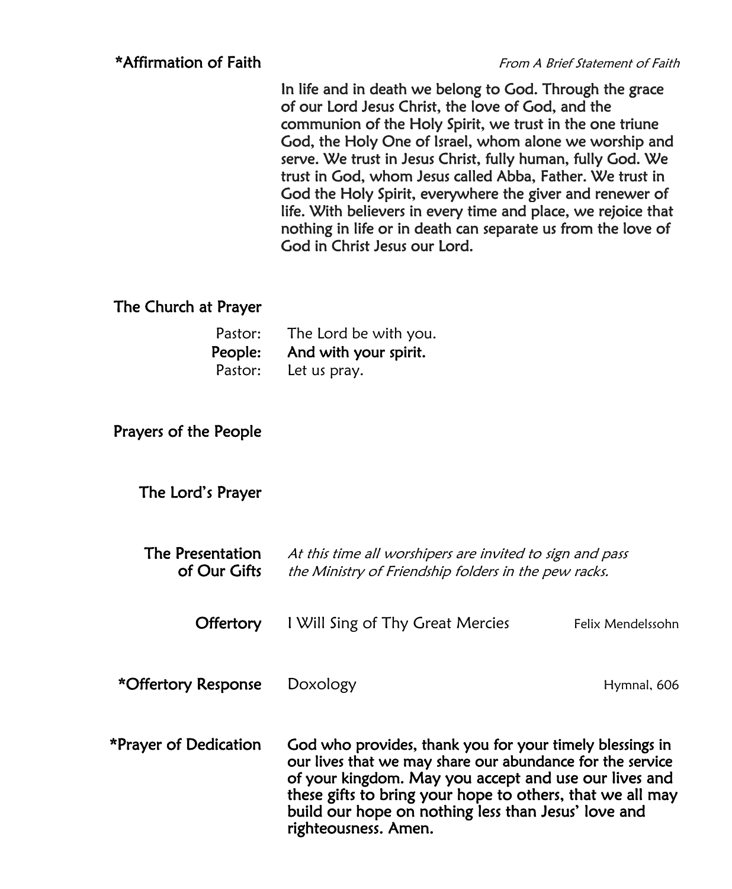**\*Affirmation of Faith** *From A Brief Statement of Faith*

**In life and in death we belong to God. Through the grace of our Lord Jesus Christ, the love of God, and the communion of the Holy Spirit, we trust in the one triune God, the Holy One of Israel, whom alone we worship and serve. We trust in Jesus Christ, fully human, fully God. We trust in God, whom Jesus called Abba, Father. We trust in God the Holy Spirit, everywhere the giver and renewer of life. With believers in every time and place, we rejoice that nothing in life or in death can separate us from the love of God in Christ Jesus our Lord.**

**The Church at Prayer**

Pastor: The Lord be with you.
**People: And with your spirit.**
Pastor: Let us pray.

**Prayers of the People**

**The Lord's Prayer**

**The Presentation of Our Gifts** *At this time all worshipers are invited to sign and pass the Ministry of Friendship folders in the pew racks.*

**Offertory** I Will Sing of Thy Great Mercies — Felix Mendelssohn

**\*Offertory Response** Doxology — Hymnal, 606

**\*Prayer of Dedication** **God who provides, thank you for your timely blessings in our lives that we may share our abundance for the service of your kingdom. May you accept and use our lives and these gifts to bring your hope to others, that we all may build our hope on nothing less than Jesus' love and righteousness. Amen.**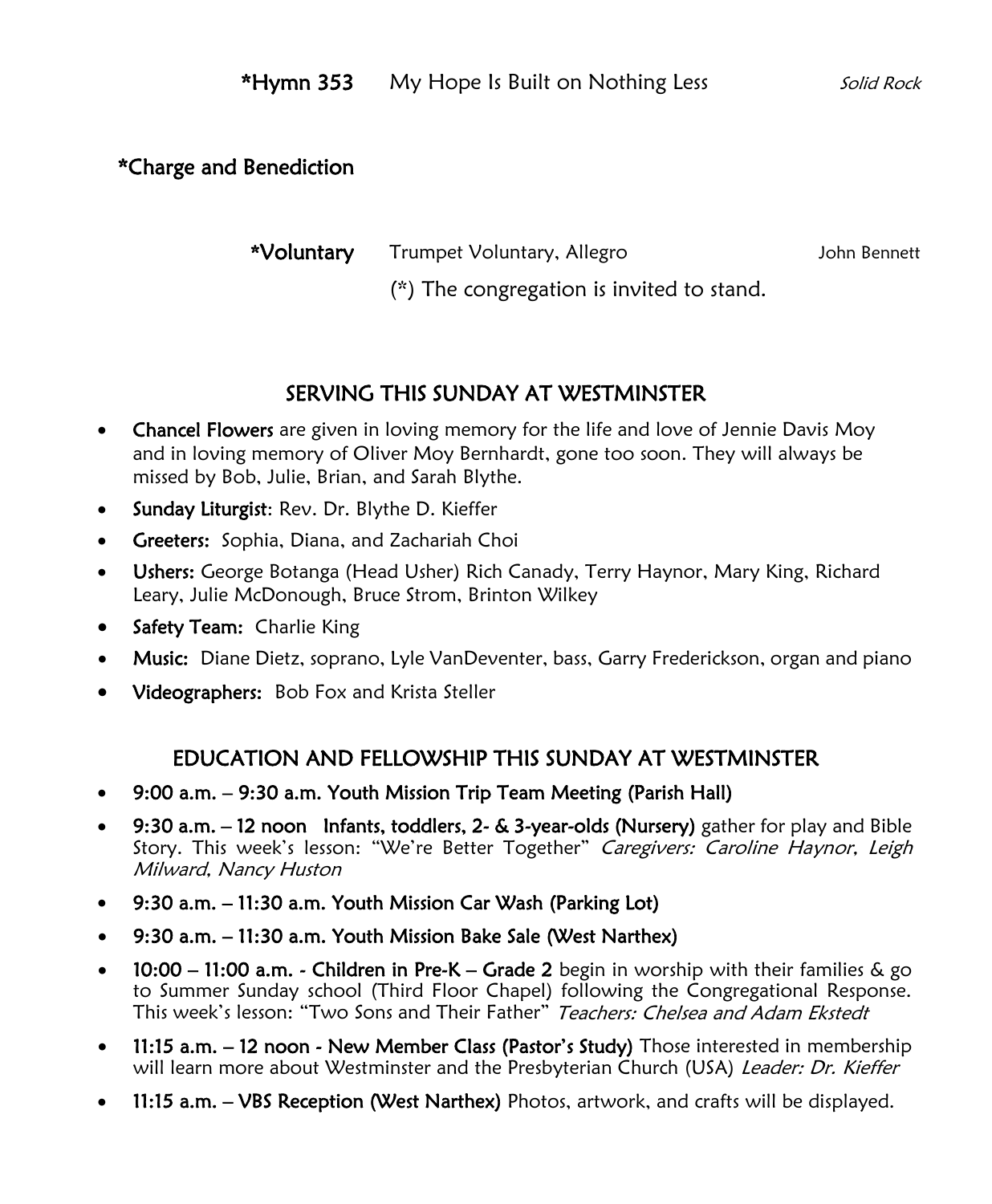**\*Hymn 353** My Hope Is Built on Nothing Less *Solid Rock*

**\*Charge and Benediction**

**\*Voluntary** Trumpet Voluntary, Allegro John Bennett

(*) The congregation is invited to stand.

## SERVING THIS SUNDAY AT WESTMINSTER

- **Chancel Flowers** are given in loving memory for the life and love of Jennie Davis Moy and in loving memory of Oliver Moy Bernhardt, gone too soon. They will always be missed by Bob, Julie, Brian, and Sarah Blythe.
- **Sunday Liturgist**: Rev. Dr. Blythe D. Kieffer
- **Greeters:** Sophia, Diana, and Zachariah Choi
- **Ushers:** George Botanga (Head Usher) Rich Canady, Terry Haynor, Mary King, Richard Leary, Julie McDonough, Bruce Strom, Brinton Wilkey
- **Safety Team:** Charlie King
- **Music:** Diane Dietz, soprano, Lyle VanDeventer, bass, Garry Frederickson, organ and piano
- **Videographers:** Bob Fox and Krista Steller

## EDUCATION AND FELLOWSHIP THIS SUNDAY AT WESTMINSTER

- **9:00 a.m. – 9:30 a.m. Youth Mission Trip Team Meeting (Parish Hall)**
- **9:30 a.m. – 12 noon Infants, toddlers, 2- & 3-year-olds (Nursery)** gather for play and Bible Story. This week's lesson: "We're Better Together" *Caregivers: Caroline Haynor, Leigh Milward, Nancy Huston*
- **9:30 a.m. – 11:30 a.m. Youth Mission Car Wash (Parking Lot)**
- **9:30 a.m. – 11:30 a.m. Youth Mission Bake Sale (West Narthex)**
- **10:00 – 11:00 a.m. - Children in Pre-K – Grade 2** begin in worship with their families & go to Summer Sunday school (Third Floor Chapel) following the Congregational Response. This week's lesson: "Two Sons and Their Father" *Teachers: Chelsea and Adam Ekstedt*
- **11:15 a.m. – 12 noon - New Member Class (Pastor's Study)** Those interested in membership will learn more about Westminster and the Presbyterian Church (USA) *Leader: Dr. Kieffer*
- **11:15 a.m. – VBS Reception (West Narthex)** Photos, artwork, and crafts will be displayed.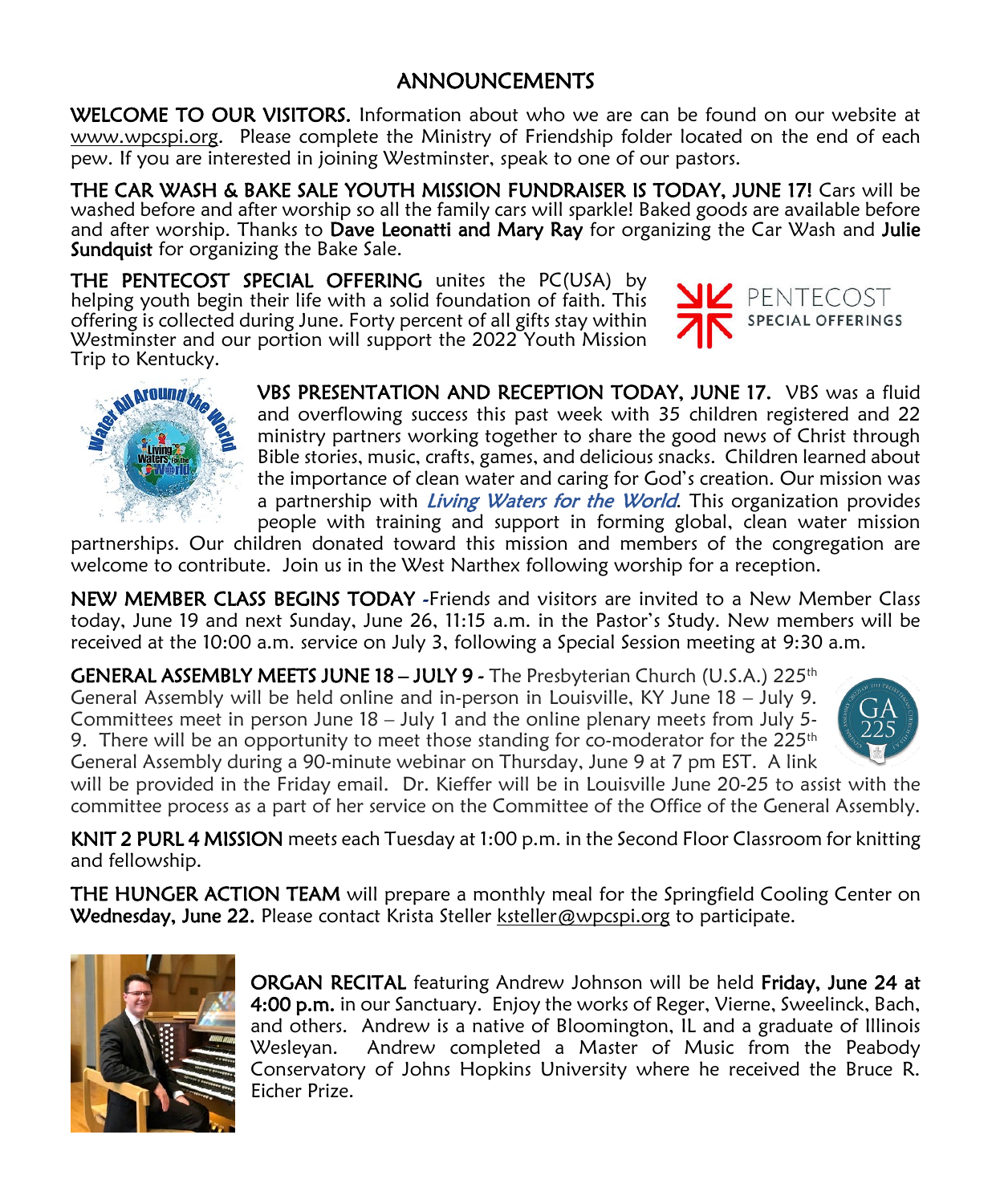# ANNOUNCEMENTS

**WELCOME TO OUR VISITORS.** Information about who we are can be found on our website at www.wpcspi.org. Please complete the Ministry of Friendship folder located on the end of each pew. If you are interested in joining Westminster, speak to one of our pastors.

**THE CAR WASH & BAKE SALE YOUTH MISSION FUNDRAISER IS TODAY, JUNE 17!** Cars will be washed before and after worship so all the family cars will sparkle! Baked goods are available before and after worship. Thanks to **Dave Leonatti and Mary Ray** for organizing the Car Wash and **Julie Sundquist** for organizing the Bake Sale.

**THE PENTECOST SPECIAL OFFERING** unites the PC(USA) by helping youth begin their life with a solid foundation of faith. This offering is collected during June. Forty percent of all gifts stay within Westminster and our portion will support the 2022 Youth Mission Trip to Kentucky.

**VBS PRESENTATION AND RECEPTION TODAY, JUNE 17.** VBS was a fluid and overflowing success this past week with 35 children registered and 22 ministry partners working together to share the good news of Christ through Bible stories, music, crafts, games, and delicious snacks. Children learned about the importance of clean water and caring for God's creation. Our mission was a partnership with *Living Waters for the World*. This organization provides people with training and support in forming global, clean water mission partnerships. Our children donated toward this mission and members of the congregation are welcome to contribute. Join us in the West Narthex following worship for a reception.

**NEW MEMBER CLASS BEGINS TODAY** -Friends and visitors are invited to a New Member Class today, June 19 and next Sunday, June 26, 11:15 a.m. in the Pastor's Study. New members will be received at the 10:00 a.m. service on July 3, following a Special Session meeting at 9:30 a.m.

**GENERAL ASSEMBLY MEETS JUNE 18 – JULY 9 -** The Presbyterian Church (U.S.A.) 225th General Assembly will be held online and in-person in Louisville, KY June 18 – July 9. Committees meet in person June 18 – July 1 and the online plenary meets from July 5-9. There will be an opportunity to meet those standing for co-moderator for the 225th General Assembly during a 90-minute webinar on Thursday, June 9 at 7 pm EST. A link will be provided in the Friday email. Dr. Kieffer will be in Louisville June 20-25 to assist with the committee process as a part of her service on the Committee of the Office of the General Assembly.

**KNIT 2 PURL 4 MISSION** meets each Tuesday at 1:00 p.m. in the Second Floor Classroom for knitting and fellowship.

**THE HUNGER ACTION TEAM** will prepare a monthly meal for the Springfield Cooling Center on **Wednesday, June 22.** Please contact Krista Steller ksteller@wpcspi.org to participate.

**ORGAN RECITAL** featuring Andrew Johnson will be held **Friday, June 24 at 4:00 p.m.** in our Sanctuary. Enjoy the works of Reger, Vierne, Sweelinck, Bach, and others. Andrew is a native of Bloomington, IL and a graduate of Illinois Wesleyan. Andrew completed a Master of Music from the Peabody Conservatory of Johns Hopkins University where he received the Bruce R. Eicher Prize.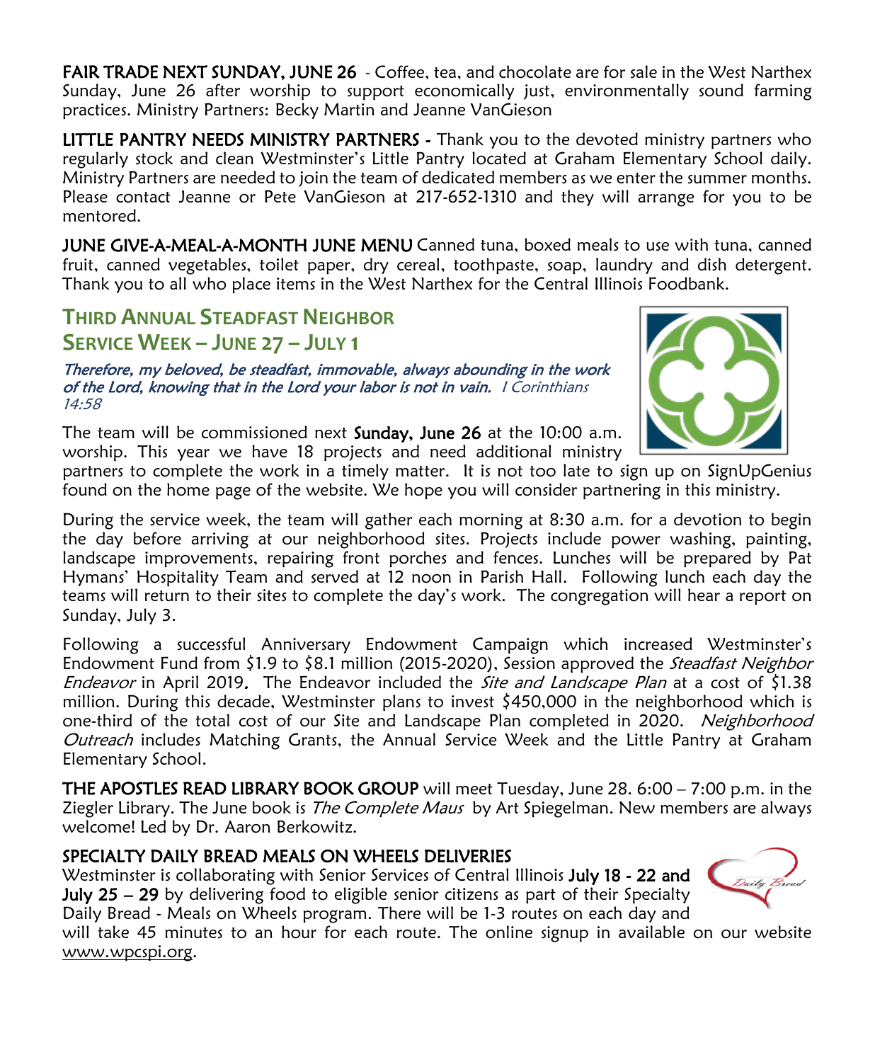**FAIR TRADE NEXT SUNDAY, JUNE 26** - Coffee, tea, and chocolate are for sale in the West Narthex Sunday, June 26 after worship to support economically just, environmentally sound farming practices. Ministry Partners: Becky Martin and Jeanne VanGieson

**LITTLE PANTRY NEEDS MINISTRY PARTNERS -** Thank you to the devoted ministry partners who regularly stock and clean Westminster's Little Pantry located at Graham Elementary School daily. Ministry Partners are needed to join the team of dedicated members as we enter the summer months. Please contact Jeanne or Pete VanGieson at 217-652-1310 and they will arrange for you to be mentored.

**JUNE GIVE-A-MEAL-A-MONTH JUNE MENU** Canned tuna, boxed meals to use with tuna, canned fruit, canned vegetables, toilet paper, dry cereal, toothpaste, soap, laundry and dish detergent. Thank you to all who place items in the West Narthex for the Central Illinois Foodbank.

## Third Annual Steadfast Neighbor Service Week – June 27 – July 1

*Therefore, my beloved, be steadfast, immovable, always abounding in the work of the Lord, knowing that in the Lord your labor is not in vain. I Corinthians 14:58*

The team will be commissioned next **Sunday, June 26** at the 10:00 a.m. worship. This year we have 18 projects and need additional ministry partners to complete the work in a timely matter. It is not too late to sign up on SignUpGenius found on the home page of the website. We hope you will consider partnering in this ministry.

During the service week, the team will gather each morning at 8:30 a.m. for a devotion to begin the day before arriving at our neighborhood sites. Projects include power washing, painting, landscape improvements, repairing front porches and fences. Lunches will be prepared by Pat Hymans' Hospitality Team and served at 12 noon in Parish Hall. Following lunch each day the teams will return to their sites to complete the day's work. The congregation will hear a report on Sunday, July 3.

Following a successful Anniversary Endowment Campaign which increased Westminster's Endowment Fund from $1.9 to $8.1 million (2015-2020), Session approved the *Steadfast Neighbor Endeavor* in April 2019. The Endeavor included the *Site and Landscape Plan* at a cost of $1.38 million. During this decade, Westminster plans to invest $450,000 in the neighborhood which is one-third of the total cost of our Site and Landscape Plan completed in 2020. *Neighborhood Outreach* includes Matching Grants, the Annual Service Week and the Little Pantry at Graham Elementary School.

**THE APOSTLES READ LIBRARY BOOK GROUP** will meet Tuesday, June 28. 6:00 – 7:00 p.m. in the Ziegler Library. The June book is *The Complete Maus* by Art Spiegelman. New members are always welcome! Led by Dr. Aaron Berkowitz.

**SPECIALTY DAILY BREAD MEALS ON WHEELS DELIVERIES**

Westminster is collaborating with Senior Services of Central Illinois **July 18 - 22 and July 25 – 29** by delivering food to eligible senior citizens as part of their Specialty Daily Bread - Meals on Wheels program. There will be 1-3 routes on each day and will take 45 minutes to an hour for each route. The online signup in available on our website www.wpcspi.org.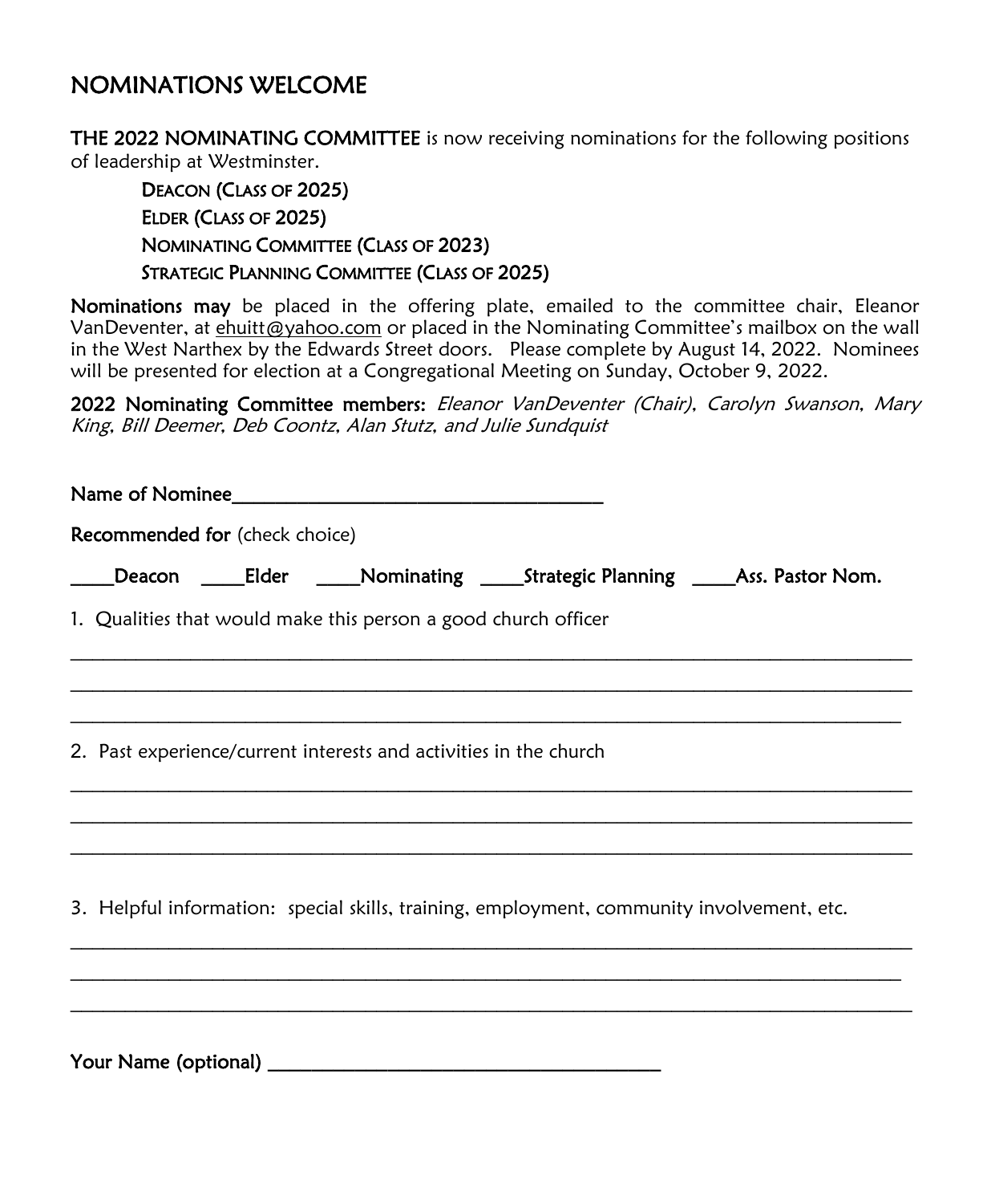# NOMINATIONS WELCOME

**THE 2022 NOMINATING COMMITTEE** is now receiving nominations for the following positions of leadership at Westminster.

- **DEACON (CLASS OF 2025)**
- **ELDER (CLASS OF 2025)**
- **NOMINATING COMMITTEE (CLASS OF 2023)**
- **STRATEGIC PLANNING COMMITTEE (CLASS OF 2025)**

**Nominations may** be placed in the offering plate, emailed to the committee chair, Eleanor VanDeventer, at ehuitt@yahoo.com or placed in the Nominating Committee's mailbox on the wall in the West Narthex by the Edwards Street doors. Please complete by August 14, 2022. Nominees will be presented for election at a Congregational Meeting on Sunday, October 9, 2022.

**2022 Nominating Committee members:** *Eleanor VanDeventer (Chair), Carolyn Swanson, Mary King, Bill Deemer, Deb Coontz, Alan Stutz, and Julie Sundquist*

**Name of Nominee**______________________________________

**Recommended for** (check choice)

____**Deacon** ____**Elder** ____**Nominating** ____**Strategic Planning** ____**Ass. Pastor Nom.**

1. Qualities that would make this person a good church officer

______________________________________________________________________________

______________________________________________________________________________

______________________________________________________________________________

2. Past experience/current interests and activities in the church

______________________________________________________________________________

______________________________________________________________________________

______________________________________________________________________________

3. Helpful information: special skills, training, employment, community involvement, etc.

______________________________________________________________________________

______________________________________________________________________________

______________________________________________________________________________

**Your Name (optional)** ________________________________________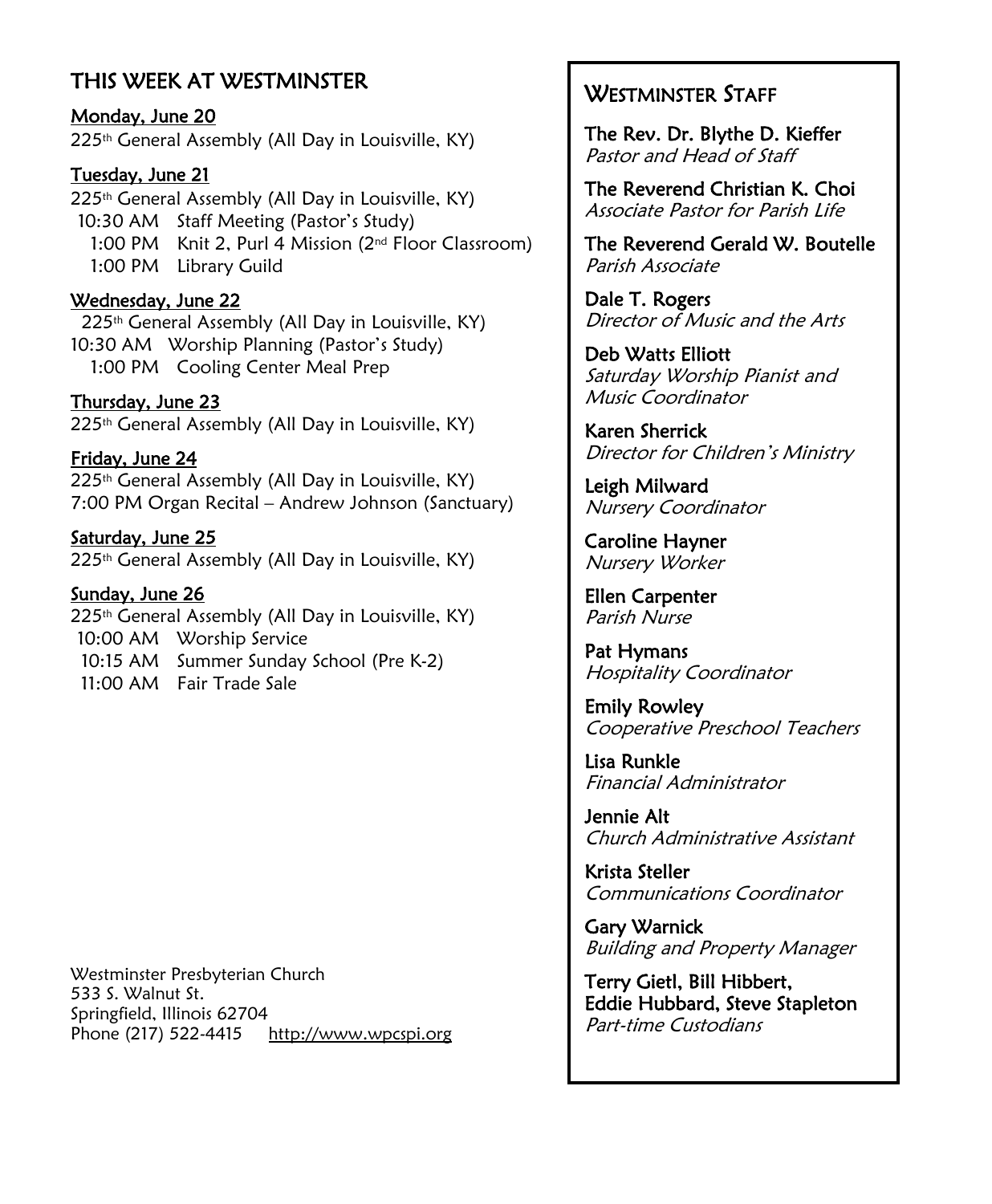## THIS WEEK AT WESTMINSTER

**Monday, June 20**
225th General Assembly (All Day in Louisville, KY)

**Tuesday, June 21**
225th General Assembly (All Day in Louisville, KY)
10:30 AM Staff Meeting (Pastor's Study)
1:00 PM Knit 2, Purl 4 Mission (2nd Floor Classroom)
1:00 PM Library Guild

**Wednesday, June 22**
225th General Assembly (All Day in Louisville, KY)
10:30 AM Worship Planning (Pastor's Study)
1:00 PM Cooling Center Meal Prep

**Thursday, June 23**
225th General Assembly (All Day in Louisville, KY)

**Friday, June 24**
225th General Assembly (All Day in Louisville, KY)
7:00 PM Organ Recital – Andrew Johnson (Sanctuary)

**Saturday, June 25**
225th General Assembly (All Day in Louisville, KY)

**Sunday, June 26**
225th General Assembly (All Day in Louisville, KY)
10:00 AM Worship Service
10:15 AM Summer Sunday School (Pre K-2)
11:00 AM Fair Trade Sale

Westminster Presbyterian Church
533 S. Walnut St.
Springfield, Illinois 62704
Phone (217) 522-4415 http://www.wpcspi.org

## WESTMINSTER STAFF

The Rev. Dr. Blythe D. Kieffer
*Pastor and Head of Staff*

The Reverend Christian K. Choi
*Associate Pastor for Parish Life*

The Reverend Gerald W. Boutelle
*Parish Associate*

Dale T. Rogers
*Director of Music and the Arts*

Deb Watts Elliott
*Saturday Worship Pianist and Music Coordinator*

Karen Sherrick
*Director for Children's Ministry*

Leigh Milward
*Nursery Coordinator*

Caroline Hayner
*Nursery Worker*

Ellen Carpenter
*Parish Nurse*

Pat Hymans
*Hospitality Coordinator*

Emily Rowley
*Cooperative Preschool Teachers*

Lisa Runkle
*Financial Administrator*

Jennie Alt
*Church Administrative Assistant*

Krista Steller
*Communications Coordinator*

Gary Warnick
*Building and Property Manager*

Terry Gietl, Bill Hibbert, Eddie Hubbard, Steve Stapleton
*Part-time Custodians*